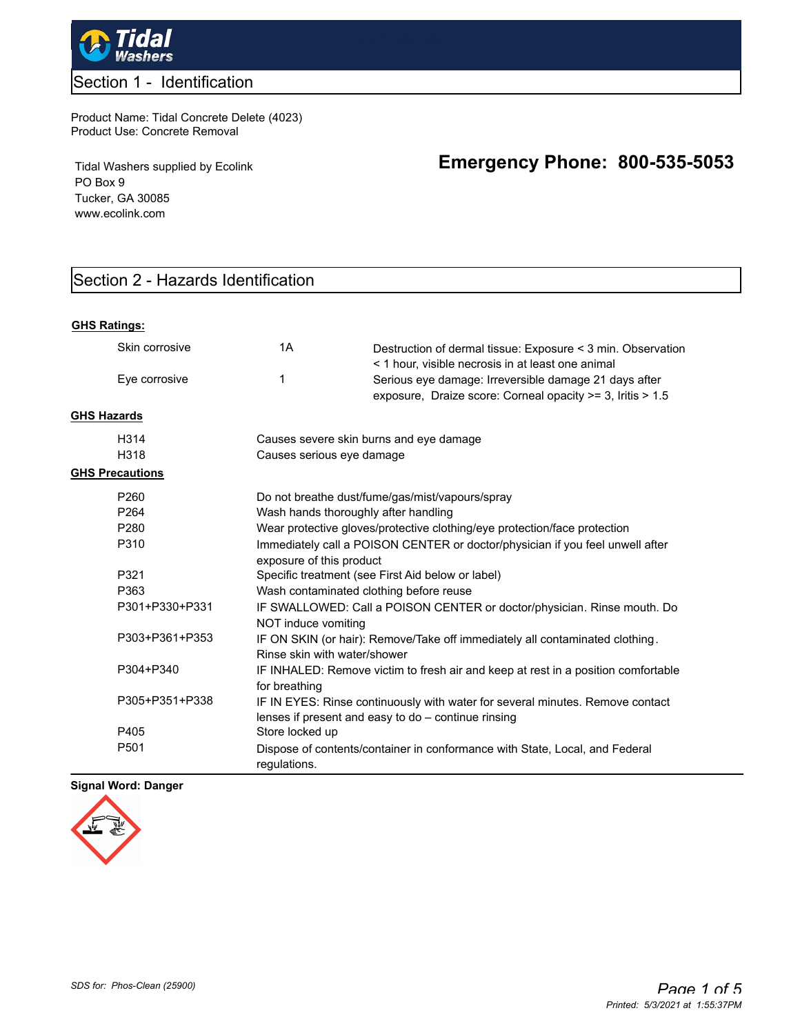## Section 1 - Identification

Product Name: Tidal Concrete Delete (4023)
Product Use: Concrete Removal

Tidal Washers supplied by Ecolink
PO Box 9
Tucker, GA 30085
www.ecolink.com

**Emergency Phone: 800-535-5053**

## Section 2 - Hazards Identification

**GHS Ratings:**

| | | |
|---|---|---|
| Skin corrosive | 1A | Destruction of dermal tissue: Exposure < 3 min. Observation < 1 hour, visible necrosis in at least one animal |
| Eye corrosive | 1 | Serious eye damage: Irreversible damage 21 days after exposure, Draize score: Corneal opacity >= 3, Iritis > 1.5 |

**GHS Hazards**

| | |
|---|---|
| H314 | Causes severe skin burns and eye damage |
| H318 | Causes serious eye damage |

**GHS Precautions**

| | |
|---|---|
| P260 | Do not breathe dust/fume/gas/mist/vapours/spray |
| P264 | Wash hands thoroughly after handling |
| P280 | Wear protective gloves/protective clothing/eye protection/face protection |
| P310 | Immediately call a POISON CENTER or doctor/physician if you feel unwell after exposure of this product |
| P321 | Specific treatment (see First Aid below or label) |
| P363 | Wash contaminated clothing before reuse |
| P301+P330+P331 | IF SWALLOWED: Call a POISON CENTER or doctor/physician. Rinse mouth. Do NOT induce vomiting |
| P303+P361+P353 | IF ON SKIN (or hair): Remove/Take off immediately all contaminated clothing. Rinse skin with water/shower |
| P304+P340 | IF INHALED: Remove victim to fresh air and keep at rest in a position comfortable for breathing |
| P305+P351+P338 | IF IN EYES: Rinse continuously with water for several minutes. Remove contact lenses if present and easy to do – continue rinsing |
| P405 | Store locked up |
| P501 | Dispose of contents/container in conformance with State, Local, and Federal regulations. |

**Signal Word: Danger**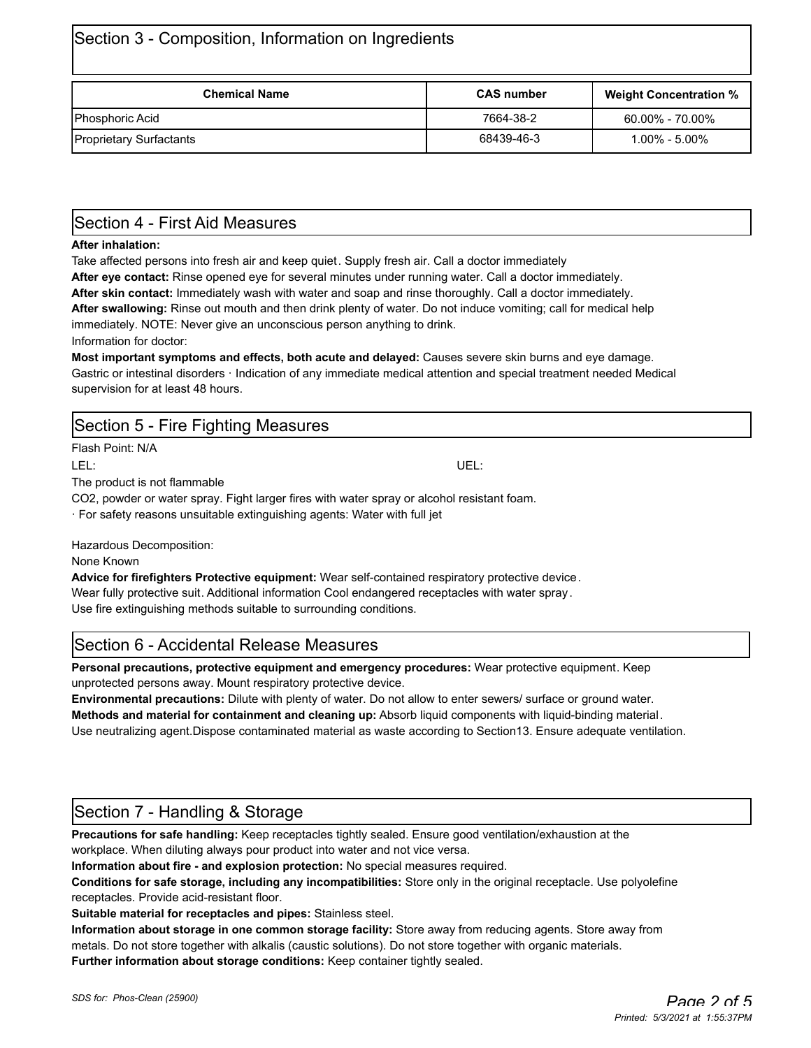## Section 3 - Composition, Information on Ingredients

| Chemical Name | CAS number | Weight Concentration % |
|---|---|---|
| Phosphoric Acid | 7664-38-2 | 60.00% - 70.00% |
| Proprietary Surfactants | 68439-46-3 | 1.00% - 5.00% |

## Section 4 - First Aid Measures

**After inhalation:**

Take affected persons into fresh air and keep quiet. Supply fresh air. Call a doctor immediately

**After eye contact:** Rinse opened eye for several minutes under running water. Call a doctor immediately.

**After skin contact:** Immediately wash with water and soap and rinse thoroughly. Call a doctor immediately.

**After swallowing:** Rinse out mouth and then drink plenty of water. Do not induce vomiting; call for medical help immediately. NOTE: Never give an unconscious person anything to drink.

Information for doctor:

**Most important symptoms and effects, both acute and delayed:** Causes severe skin burns and eye damage. Gastric or intestinal disorders · Indication of any immediate medical attention and special treatment needed Medical supervision for at least 48 hours.

## Section 5 - Fire Fighting Measures

Flash Point: N/A

LEL: UEL:

The product is not flammable

$CO_2$, powder or water spray. Fight larger fires with water spray or alcohol resistant foam.

· For safety reasons unsuitable extinguishing agents: Water with full jet

Hazardous Decomposition:

None Known

**Advice for firefighters Protective equipment:** Wear self-contained respiratory protective device. Wear fully protective suit. Additional information Cool endangered receptacles with water spray. Use fire extinguishing methods suitable to surrounding conditions.

## Section 6 - Accidental Release Measures

**Personal precautions, protective equipment and emergency procedures:** Wear protective equipment. Keep unprotected persons away. Mount respiratory protective device.

**Environmental precautions:** Dilute with plenty of water. Do not allow to enter sewers/ surface or ground water.

**Methods and material for containment and cleaning up:** Absorb liquid components with liquid-binding material. Use neutralizing agent.Dispose contaminated material as waste according to Section13. Ensure adequate ventilation.

## Section 7 - Handling & Storage

**Precautions for safe handling:** Keep receptacles tightly sealed. Ensure good ventilation/exhaustion at the workplace. When diluting always pour product into water and not vice versa.

**Information about fire - and explosion protection:** No special measures required.

**Conditions for safe storage, including any incompatibilities:** Store only in the original receptacle. Use polyolefine receptacles. Provide acid-resistant floor.

**Suitable material for receptacles and pipes:** Stainless steel.

**Information about storage in one common storage facility:** Store away from reducing agents. Store away from metals. Do not store together with alkalis (caustic solutions). Do not store together with organic materials.

**Further information about storage conditions:** Keep container tightly sealed.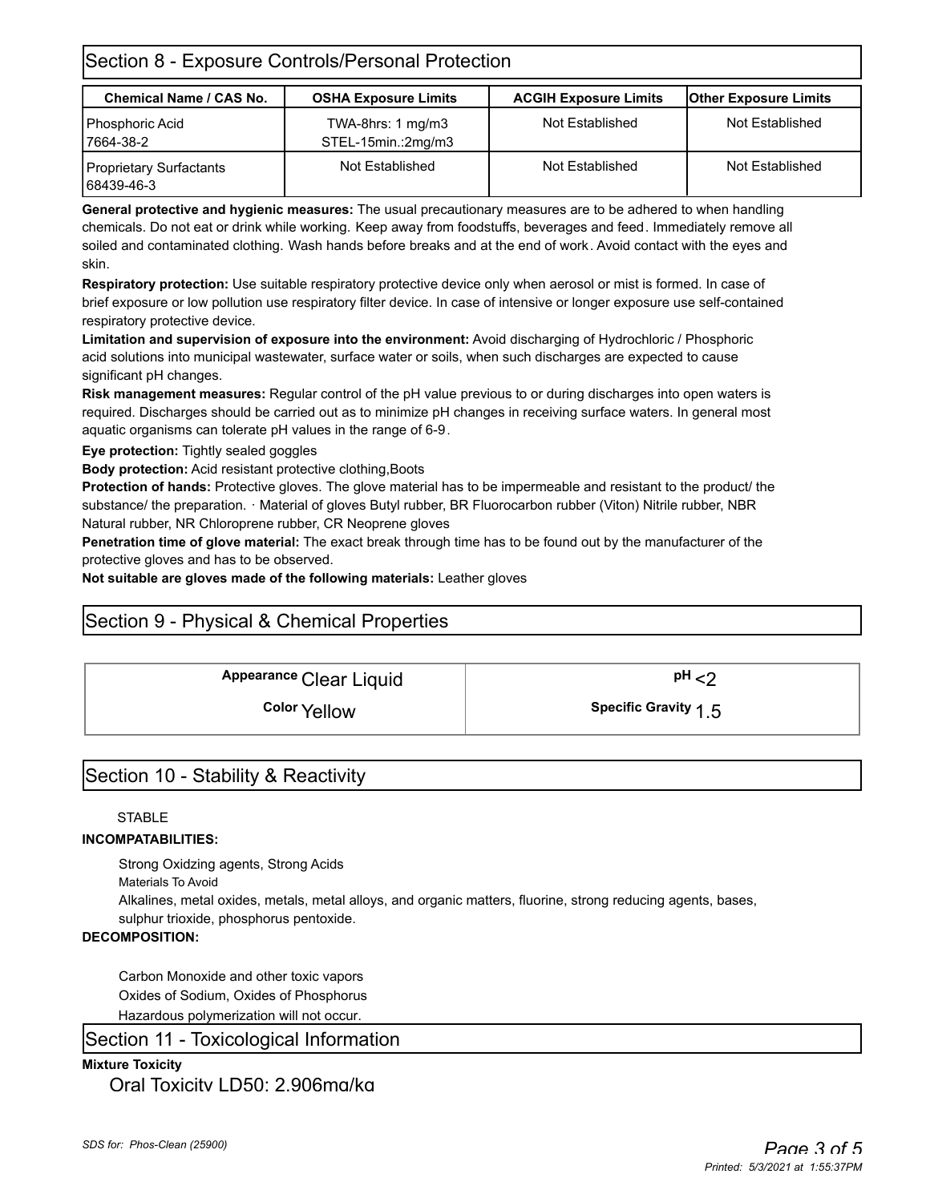## Section 8 - Exposure Controls/Personal Protection

| Chemical Name / CAS No. | OSHA Exposure Limits | ACGIH Exposure Limits | Other Exposure Limits |
|---|---|---|---|
| Phosphoric Acid 7664-38-2 | TWA-8hrs: 1 mg/m3 STEL-15min.:2mg/m3 | Not Established | Not Established |
| Proprietary Surfactants 68439-46-3 | Not Established | Not Established | Not Established |

**General protective and hygienic measures:** The usual precautionary measures are to be adhered to when handling chemicals. Do not eat or drink while working. Keep away from foodstuffs, beverages and feed. Immediately remove all soiled and contaminated clothing. Wash hands before breaks and at the end of work. Avoid contact with the eyes and skin.

**Respiratory protection:** Use suitable respiratory protective device only when aerosol or mist is formed. In case of brief exposure or low pollution use respiratory filter device. In case of intensive or longer exposure use self-contained respiratory protective device.

**Limitation and supervision of exposure into the environment:** Avoid discharging of Hydrochloric / Phosphoric acid solutions into municipal wastewater, surface water or soils, when such discharges are expected to cause significant pH changes.

**Risk management measures:** Regular control of the pH value previous to or during discharges into open waters is required. Discharges should be carried out as to minimize pH changes in receiving surface waters. In general most aquatic organisms can tolerate pH values in the range of 6-9.

**Eye protection:** Tightly sealed goggles

**Body protection:** Acid resistant protective clothing,Boots

**Protection of hands:** Protective gloves. The glove material has to be impermeable and resistant to the product/ the substance/ the preparation. · Material of gloves Butyl rubber, BR Fluorocarbon rubber (Viton) Nitrile rubber, NBR Natural rubber, NR Chloroprene rubber, CR Neoprene gloves

**Penetration time of glove material:** The exact break through time has to be found out by the manufacturer of the protective gloves and has to be observed.

**Not suitable are gloves made of the following materials:** Leather gloves

## Section 9 - Physical & Chemical Properties

| | |
|---|---|
| **Appearance** Clear Liquid | **pH** <2 |
| **Color** Yellow | **Specific Gravity** 1.5 |

## Section 10 - Stability & Reactivity

STABLE

**INCOMPATABILITIES:**

Strong Oxidzing agents, Strong Acids

Materials To Avoid

Alkalines, metal oxides, metals, metal alloys, and organic matters, fluorine, strong reducing agents, bases, sulphur trioxide, phosphorus pentoxide.

**DECOMPOSITION:**

Carbon Monoxide and other toxic vapors

Oxides of Sodium, Oxides of Phosphorus

Hazardous polymerization will not occur.

## Section 11 - Toxicological Information

**Mixture Toxicity**

Oral Toxicity LD50: 2,906mg/kg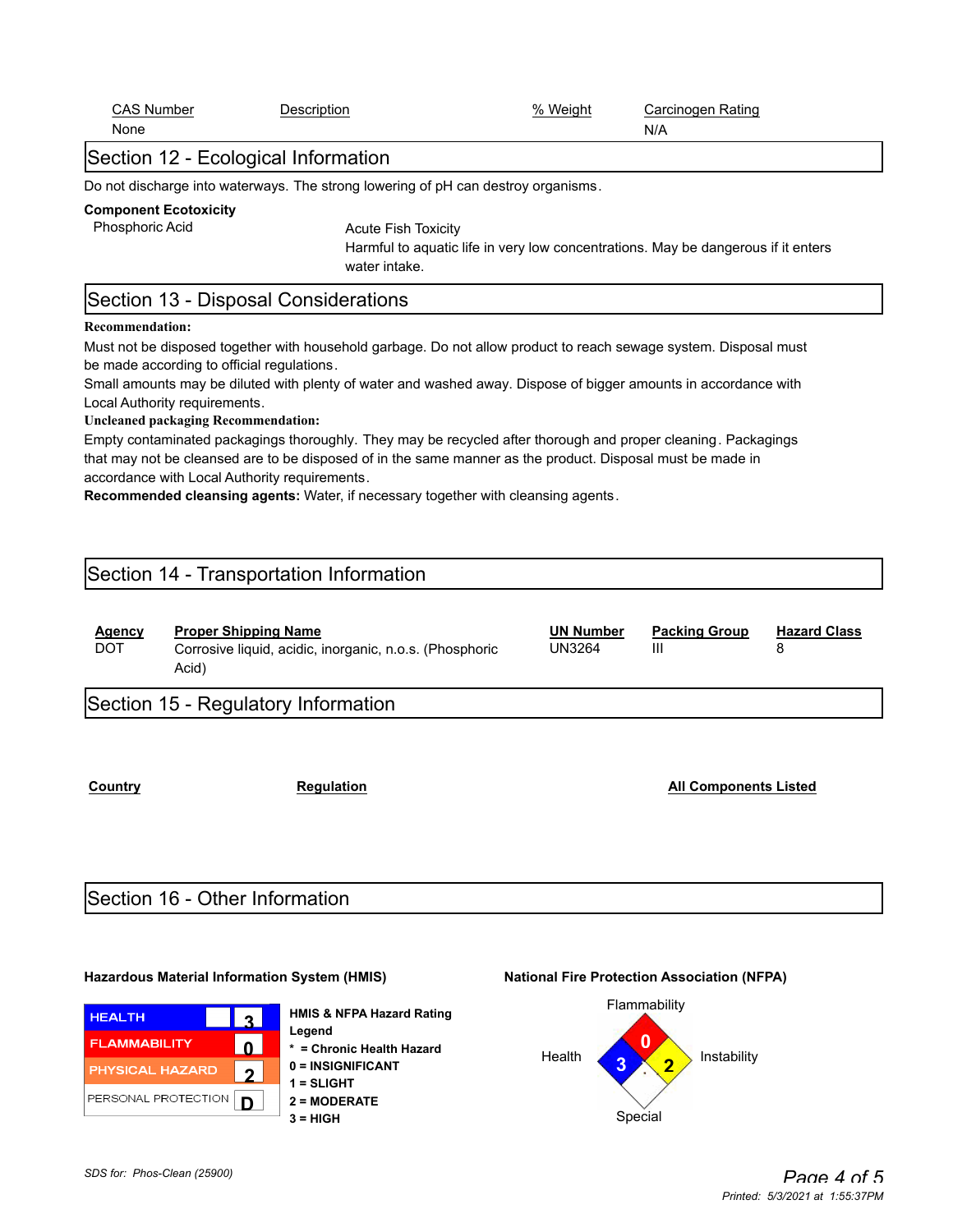| CAS Number | Description | % Weight | Carcinogen Rating |
|---|---|---|---|
| None | | | N/A |

## Section 12 - Ecological Information

Do not discharge into waterways. The strong lowering of pH can destroy organisms.

**Component Ecotoxicity**

| | |
|---|---|
| Phosphoric Acid | Acute Fish Toxicity<br>Harmful to aquatic life in very low concentrations. May be dangerous if it enters water intake. |

## Section 13 - Disposal Considerations

**Recommendation:**

Must not be disposed together with household garbage. Do not allow product to reach sewage system. Disposal must be made according to official regulations.

Small amounts may be diluted with plenty of water and washed away. Dispose of bigger amounts in accordance with Local Authority requirements.

**Uncleaned packaging Recommendation:**

Empty contaminated packagings thoroughly. They may be recycled after thorough and proper cleaning. Packagings that may not be cleansed are to be disposed of in the same manner as the product. Disposal must be made in accordance with Local Authority requirements.

**Recommended cleansing agents:** Water, if necessary together with cleansing agents.

## Section 14 - Transportation Information

| Agency | Proper Shipping Name | UN Number | Packing Group | Hazard Class |
|---|---|---|---|---|
| DOT | Corrosive liquid, acidic, inorganic, n.o.s. (Phosphoric Acid) | UN3264 | III | 8 |

## Section 15 - Regulatory Information

| Country | Regulation | All Components Listed |
|---|---|---|

## Section 16 - Other Information

**Hazardous Material Information System (HMIS)**

| | |
|---|---|
| HEALTH | 3 |
| FLAMMABILITY | 0 |
| PHYSICAL HAZARD | 2 |
| PERSONAL PROTECTION | D |

**HMIS & NFPA Hazard Rating Legend**

- * = Chronic Health Hazard
- 0 = INSIGNIFICANT
- 1 = SLIGHT
- 2 = MODERATE
- 3 = HIGH

**National Fire Protection Association (NFPA)**

| Flammability | Health | Instability | Special |
|---|---|---|---|
| 0 | 3 | 2 | |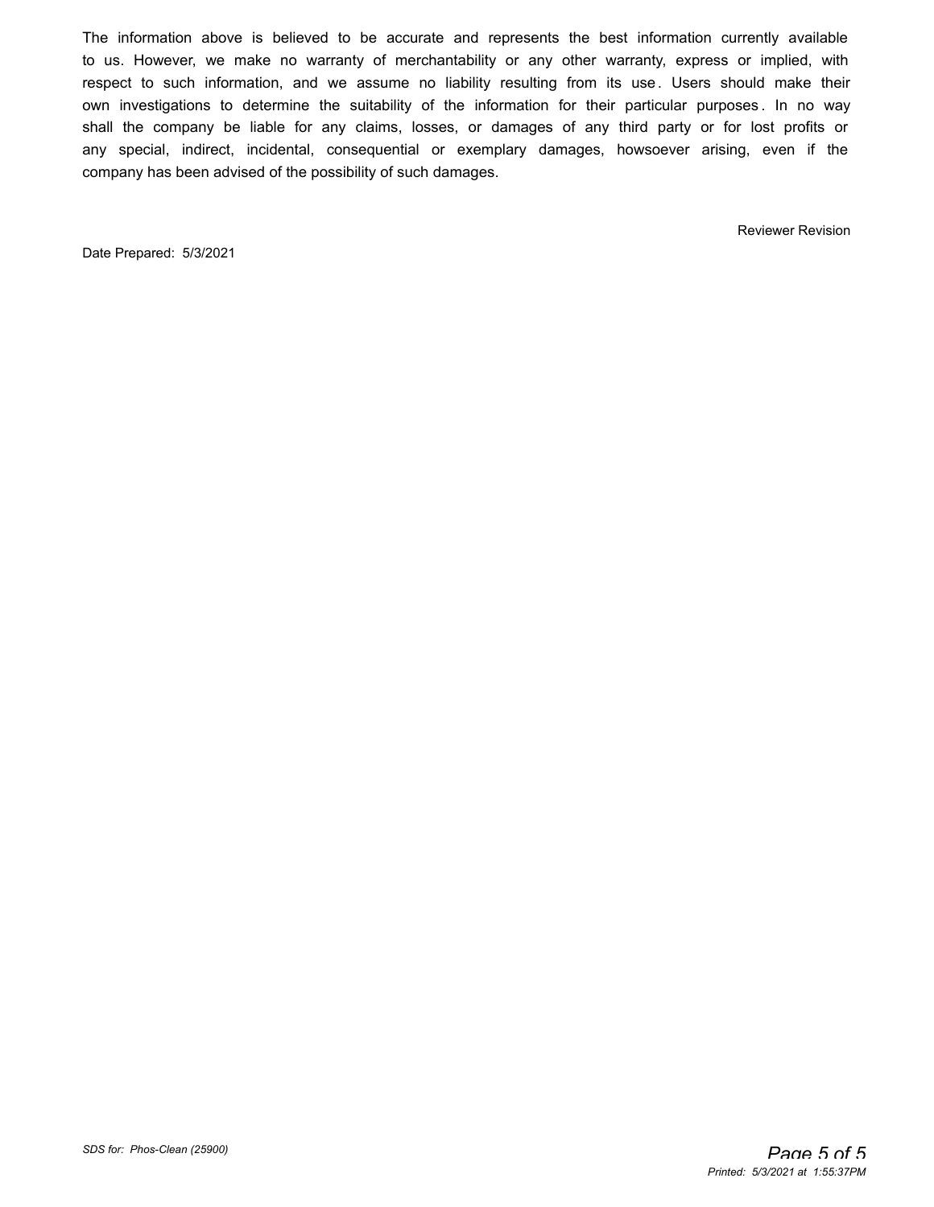The information above is believed to be accurate and represents the best information currently available to us. However, we make no warranty of merchantability or any other warranty, express or implied, with respect to such information, and we assume no liability resulting from its use. Users should make their own investigations to determine the suitability of the information for their particular purposes. In no way shall the company be liable for any claims, losses, or damages of any third party or for lost profits or any special, indirect, incidental, consequential or exemplary damages, howsoever arising, even if the company has been advised of the possibility of such damages.

Reviewer Revision

Date Prepared: 5/3/2021